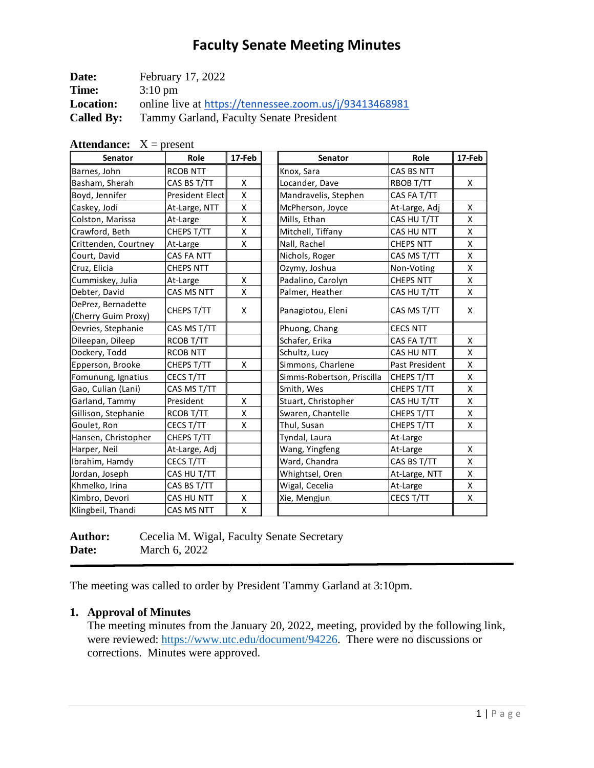# Faculty Senate Meeting Minutes

**Date:** February 17, 2022
**Time:** 3:10 pm
**Location:** online live at https://tennessee.zoom.us/j/93413468981
**Called By:** Tammy Garland, Faculty Senate President

**Attendance:** X = present

| Senator | Role | 17-Feb | Senator | Role | 17-Feb |
|---|---|---|---|---|---|
| Barnes, John | RCOB NTT | | Knox, Sara | CAS BS NTT | |
| Basham, Sherah | CAS BS T/TT | X | Locander, Dave | RBOB T/TT | X |
| Boyd, Jennifer | President Elect | X | Mandravelis, Stephen | CAS FA T/TT | |
| Caskey, Jodi | At-Large, NTT | X | McPherson, Joyce | At-Large, Adj | X |
| Colston, Marissa | At-Large | X | Mills, Ethan | CAS HU T/TT | X |
| Crawford, Beth | CHEPS T/TT | X | Mitchell, Tiffany | CAS HU NTT | X |
| Crittenden, Courtney | At-Large | X | Nall, Rachel | CHEPS NTT | X |
| Court, David | CAS FA NTT | | Nichols, Roger | CAS MS T/TT | X |
| Cruz, Elicia | CHEPS NTT | | Ozymy, Joshua | Non-Voting | X |
| Cummiskey, Julia | At-Large | X | Padalino, Carolyn | CHEPS NTT | X |
| Debter, David | CAS MS NTT | X | Palmer, Heather | CAS HU T/TT | X |
| DePrez, Bernadette (Cherry Guim Proxy) | CHEPS T/TT | X | Panagiotou, Eleni | CAS MS T/TT | X |
| Devries, Stephanie | CAS MS T/TT | | Phuong, Chang | CECS NTT | |
| Dileepan, Dileep | RCOB T/TT | | Schafer, Erika | CAS FA T/TT | X |
| Dockery, Todd | RCOB NTT | | Schultz, Lucy | CAS HU NTT | X |
| Epperson, Brooke | CHEPS T/TT | X | Simmons, Charlene | Past President | X |
| Fomunung, Ignatius | CECS T/TT | | Simms-Robertson, Priscilla | CHEPS T/TT | X |
| Gao, Culian (Lani) | CAS MS T/TT | | Smith, Wes | CHEPS T/TT | X |
| Garland, Tammy | President | X | Stuart, Christopher | CAS HU T/TT | X |
| Gillison, Stephanie | RCOB T/TT | X | Swaren, Chantelle | CHEPS T/TT | X |
| Goulet, Ron | CECS T/TT | X | Thul, Susan | CHEPS T/TT | X |
| Hansen, Christopher | CHEPS T/TT | | Tyndal, Laura | At-Large | |
| Harper, Neil | At-Large, Adj | | Wang, Yingfeng | At-Large | X |
| Ibrahim, Hamdy | CECS T/TT | | Ward, Chandra | CAS BS T/TT | X |
| Jordan, Joseph | CAS HU T/TT | | Whightsel, Oren | At-Large, NTT | X |
| Khmelko, Irina | CAS BS T/TT | | Wigal, Cecelia | At-Large | X |
| Kimbro, Devori | CAS HU NTT | X | Xie, Mengjun | CECS T/TT | X |
| Klingbeil, Thandi | CAS MS NTT | X | | | |

**Author:** Cecelia M. Wigal, Faculty Senate Secretary
**Date:** March 6, 2022

---

The meeting was called to order by President Tammy Garland at 3:10pm.

1. **Approval of Minutes**
   The meeting minutes from the January 20, 2022, meeting, provided by the following link, were reviewed: https://www.utc.edu/document/94226. There were no discussions or corrections. Minutes were approved.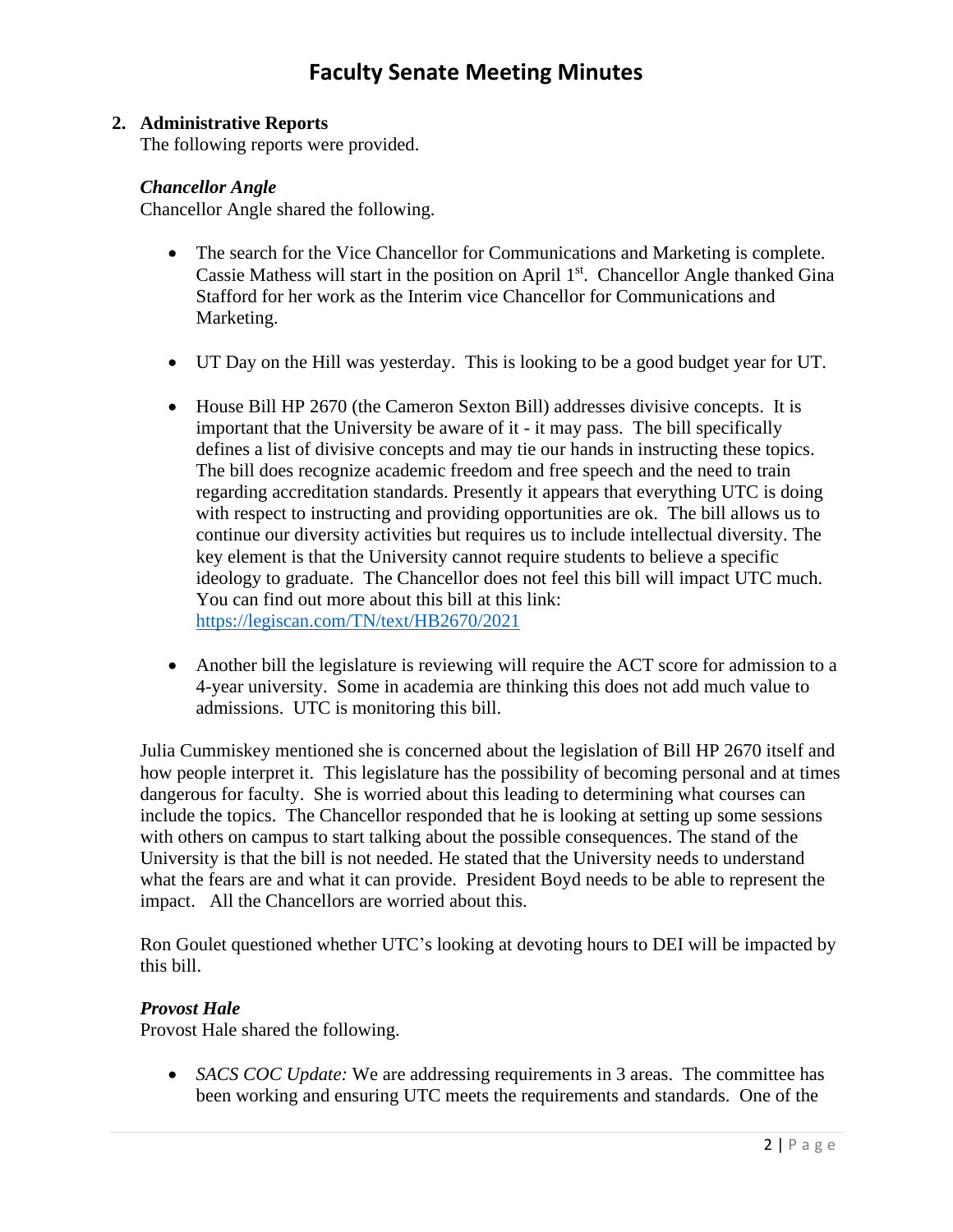**2. Administrative Reports**

The following reports were provided.

***Chancellor Angle***

Chancellor Angle shared the following.

- The search for the Vice Chancellor for Communications and Marketing is complete. Cassie Mathess will start in the position on April 1st. Chancellor Angle thanked Gina Stafford for her work as the Interim vice Chancellor for Communications and Marketing.

- UT Day on the Hill was yesterday. This is looking to be a good budget year for UT.

- House Bill HP 2670 (the Cameron Sexton Bill) addresses divisive concepts. It is important that the University be aware of it - it may pass. The bill specifically defines a list of divisive concepts and may tie our hands in instructing these topics. The bill does recognize academic freedom and free speech and the need to train regarding accreditation standards. Presently it appears that everything UTC is doing with respect to instructing and providing opportunities are ok. The bill allows us to continue our diversity activities but requires us to include intellectual diversity. The key element is that the University cannot require students to believe a specific ideology to graduate. The Chancellor does not feel this bill will impact UTC much. You can find out more about this bill at this link: https://legiscan.com/TN/text/HB2670/2021

- Another bill the legislature is reviewing will require the ACT score for admission to a 4-year university. Some in academia are thinking this does not add much value to admissions. UTC is monitoring this bill.

Julia Cummiskey mentioned she is concerned about the legislation of Bill HP 2670 itself and how people interpret it. This legislature has the possibility of becoming personal and at times dangerous for faculty. She is worried about this leading to determining what courses can include the topics. The Chancellor responded that he is looking at setting up some sessions with others on campus to start talking about the possible consequences. The stand of the University is that the bill is not needed. He stated that the University needs to understand what the fears are and what it can provide. President Boyd needs to be able to represent the impact. All the Chancellors are worried about this.

Ron Goulet questioned whether UTC's looking at devoting hours to DEI will be impacted by this bill.

***Provost Hale***

Provost Hale shared the following.

- *SACS COC Update:* We are addressing requirements in 3 areas. The committee has been working and ensuring UTC meets the requirements and standards. One of the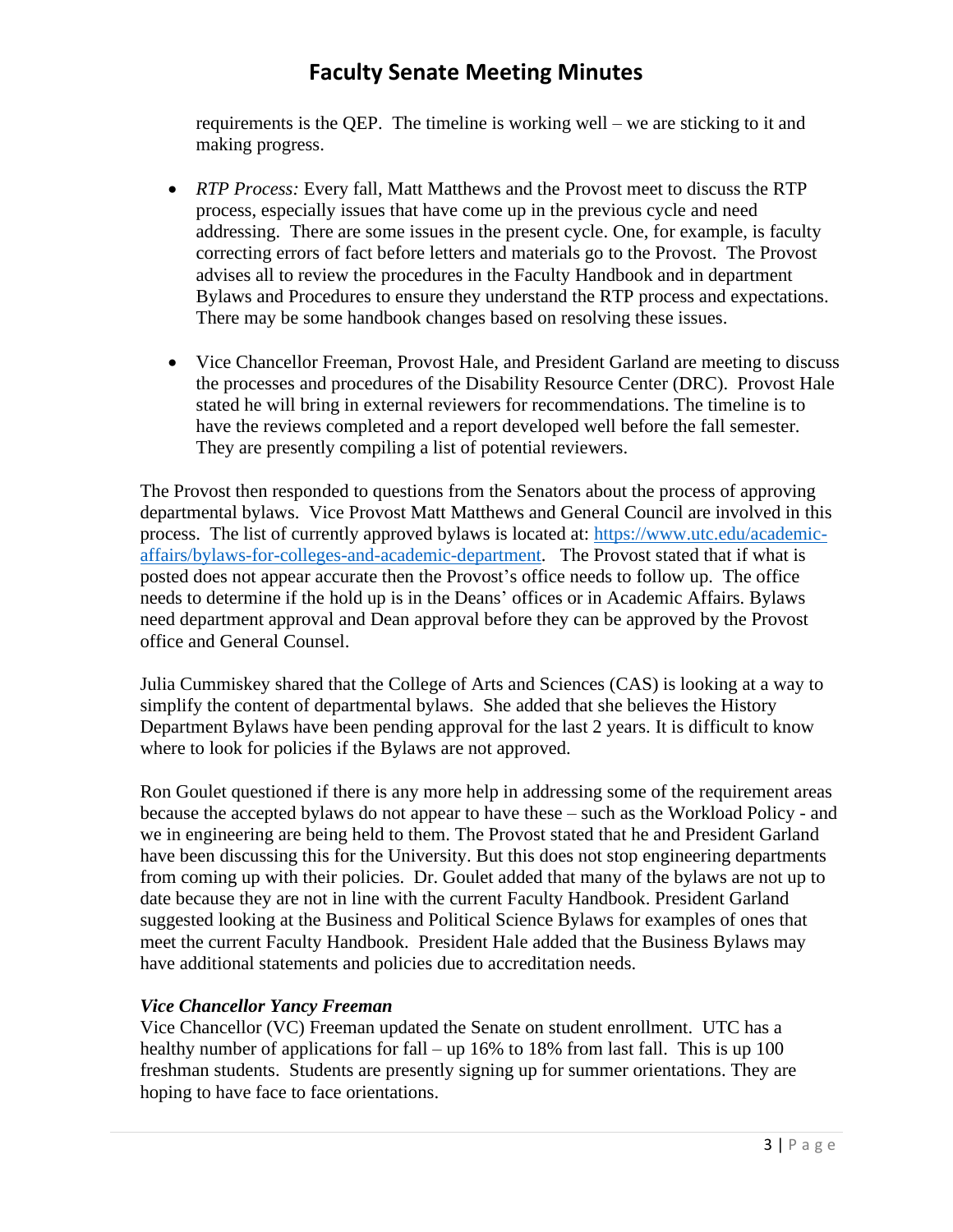requirements is the QEP. The timeline is working well – we are sticking to it and making progress.

- *RTP Process:* Every fall, Matt Matthews and the Provost meet to discuss the RTP process, especially issues that have come up in the previous cycle and need addressing. There are some issues in the present cycle. One, for example, is faculty correcting errors of fact before letters and materials go to the Provost. The Provost advises all to review the procedures in the Faculty Handbook and in department Bylaws and Procedures to ensure they understand the RTP process and expectations. There may be some handbook changes based on resolving these issues.

- Vice Chancellor Freeman, Provost Hale, and President Garland are meeting to discuss the processes and procedures of the Disability Resource Center (DRC). Provost Hale stated he will bring in external reviewers for recommendations. The timeline is to have the reviews completed and a report developed well before the fall semester. They are presently compiling a list of potential reviewers.

The Provost then responded to questions from the Senators about the process of approving departmental bylaws. Vice Provost Matt Matthews and General Council are involved in this process. The list of currently approved bylaws is located at: [https://www.utc.edu/academic-affairs/bylaws-for-colleges-and-academic-department](https://www.utc.edu/academic-affairs/bylaws-for-colleges-and-academic-department). The Provost stated that if what is posted does not appear accurate then the Provost's office needs to follow up. The office needs to determine if the hold up is in the Deans' offices or in Academic Affairs. Bylaws need department approval and Dean approval before they can be approved by the Provost office and General Counsel.

Julia Cummiskey shared that the College of Arts and Sciences (CAS) is looking at a way to simplify the content of departmental bylaws. She added that she believes the History Department Bylaws have been pending approval for the last 2 years. It is difficult to know where to look for policies if the Bylaws are not approved.

Ron Goulet questioned if there is any more help in addressing some of the requirement areas because the accepted bylaws do not appear to have these – such as the Workload Policy - and we in engineering are being held to them. The Provost stated that he and President Garland have been discussing this for the University. But this does not stop engineering departments from coming up with their policies. Dr. Goulet added that many of the bylaws are not up to date because they are not in line with the current Faculty Handbook. President Garland suggested looking at the Business and Political Science Bylaws for examples of ones that meet the current Faculty Handbook. President Hale added that the Business Bylaws may have additional statements and policies due to accreditation needs.

***Vice Chancellor Yancy Freeman***

Vice Chancellor (VC) Freeman updated the Senate on student enrollment. UTC has a healthy number of applications for fall – up 16% to 18% from last fall. This is up 100 freshman students. Students are presently signing up for summer orientations. They are hoping to have face to face orientations.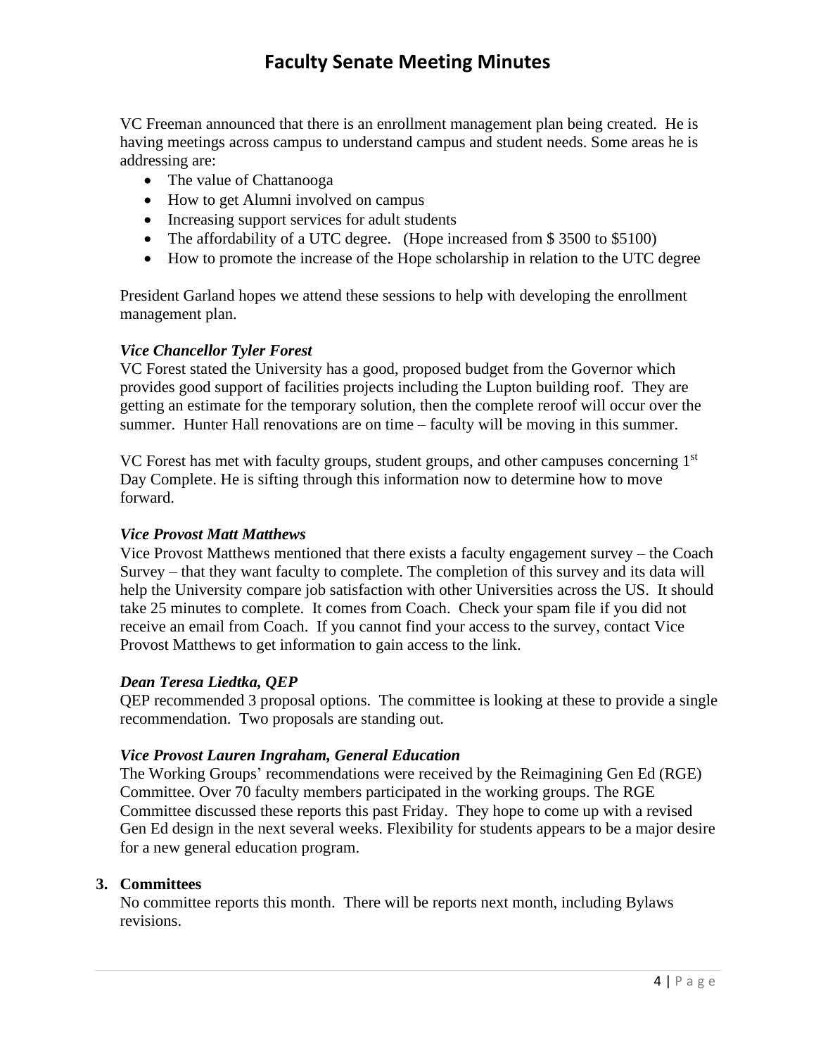VC Freeman announced that there is an enrollment management plan being created. He is having meetings across campus to understand campus and student needs. Some areas he is addressing are:

- The value of Chattanooga
- How to get Alumni involved on campus
- Increasing support services for adult students
- The affordability of a UTC degree. (Hope increased from $ 3500 to $5100)
- How to promote the increase of the Hope scholarship in relation to the UTC degree

President Garland hopes we attend these sessions to help with developing the enrollment management plan.

***Vice Chancellor Tyler Forest***

VC Forest stated the University has a good, proposed budget from the Governor which provides good support of facilities projects including the Lupton building roof. They are getting an estimate for the temporary solution, then the complete reroof will occur over the summer. Hunter Hall renovations are on time – faculty will be moving in this summer.

VC Forest has met with faculty groups, student groups, and other campuses concerning 1st Day Complete. He is sifting through this information now to determine how to move forward.

***Vice Provost Matt Matthews***

Vice Provost Matthews mentioned that there exists a faculty engagement survey – the Coach Survey – that they want faculty to complete. The completion of this survey and its data will help the University compare job satisfaction with other Universities across the US. It should take 25 minutes to complete. It comes from Coach. Check your spam file if you did not receive an email from Coach. If you cannot find your access to the survey, contact Vice Provost Matthews to get information to gain access to the link.

***Dean Teresa Liedtka, QEP***

QEP recommended 3 proposal options. The committee is looking at these to provide a single recommendation. Two proposals are standing out.

***Vice Provost Lauren Ingraham, General Education***

The Working Groups' recommendations were received by the Reimagining Gen Ed (RGE) Committee. Over 70 faculty members participated in the working groups. The RGE Committee discussed these reports this past Friday. They hope to come up with a revised Gen Ed design in the next several weeks. Flexibility for students appears to be a major desire for a new general education program.

**3. Committees**

No committee reports this month. There will be reports next month, including Bylaws revisions.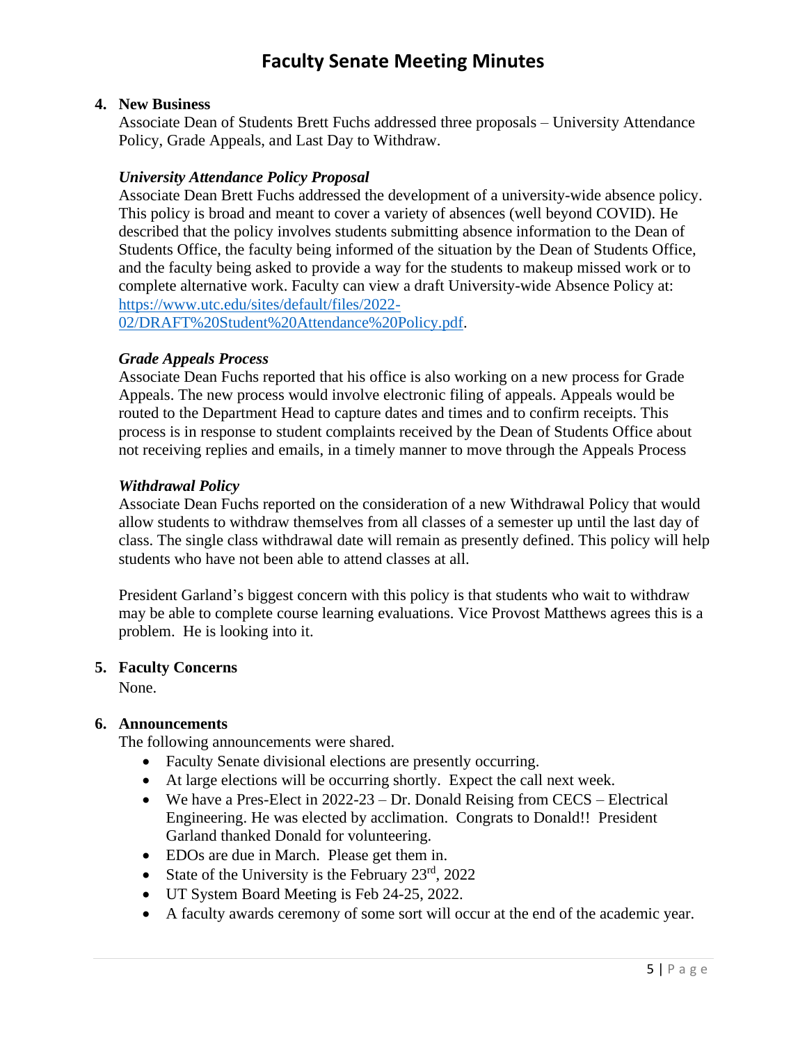# Faculty Senate Meeting Minutes

**4. New Business**

Associate Dean of Students Brett Fuchs addressed three proposals – University Attendance Policy, Grade Appeals, and Last Day to Withdraw.

***University Attendance Policy Proposal***

Associate Dean Brett Fuchs addressed the development of a university-wide absence policy. This policy is broad and meant to cover a variety of absences (well beyond COVID). He described that the policy involves students submitting absence information to the Dean of Students Office, the faculty being informed of the situation by the Dean of Students Office, and the faculty being asked to provide a way for the students to makeup missed work or to complete alternative work. Faculty can view a draft University-wide Absence Policy at: [https://www.utc.edu/sites/default/files/2022-02/DRAFT%20Student%20Attendance%20Policy.pdf](https://www.utc.edu/sites/default/files/2022-02/DRAFT%20Student%20Attendance%20Policy.pdf).

***Grade Appeals Process***

Associate Dean Fuchs reported that his office is also working on a new process for Grade Appeals. The new process would involve electronic filing of appeals. Appeals would be routed to the Department Head to capture dates and times and to confirm receipts. This process is in response to student complaints received by the Dean of Students Office about not receiving replies and emails, in a timely manner to move through the Appeals Process

***Withdrawal Policy***

Associate Dean Fuchs reported on the consideration of a new Withdrawal Policy that would allow students to withdraw themselves from all classes of a semester up until the last day of class. The single class withdrawal date will remain as presently defined. This policy will help students who have not been able to attend classes at all.

President Garland's biggest concern with this policy is that students who wait to withdraw may be able to complete course learning evaluations. Vice Provost Matthews agrees this is a problem. He is looking into it.

**5. Faculty Concerns**

None.

**6. Announcements**

The following announcements were shared.

- Faculty Senate divisional elections are presently occurring.
- At large elections will be occurring shortly. Expect the call next week.
- We have a Pres-Elect in 2022-23 – Dr. Donald Reising from CECS – Electrical Engineering. He was elected by acclimation. Congrats to Donald!! President Garland thanked Donald for volunteering.
- EDOs are due in March. Please get them in.
- State of the University is the February 23rd, 2022
- UT System Board Meeting is Feb 24-25, 2022.
- A faculty awards ceremony of some sort will occur at the end of the academic year.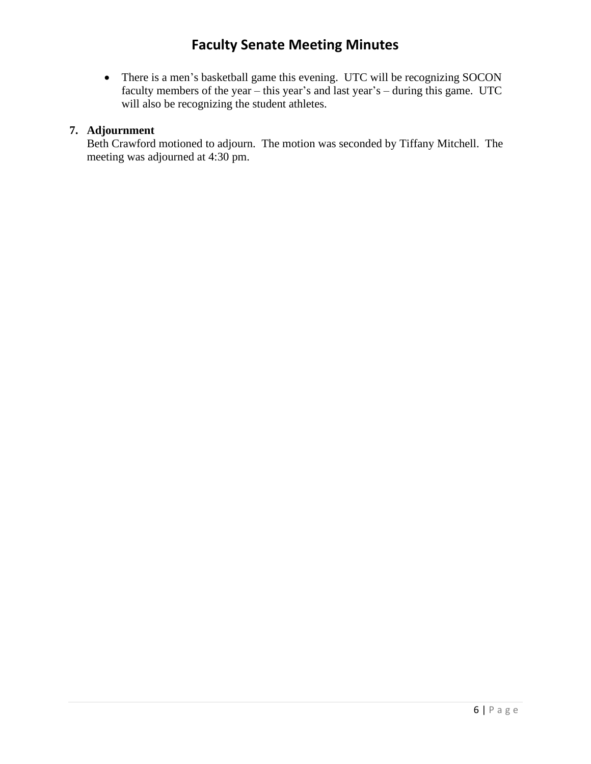- There is a men's basketball game this evening. UTC will be recognizing SOCON faculty members of the year – this year's and last year's – during this game. UTC will also be recognizing the student athletes.

7. **Adjournment**
   Beth Crawford motioned to adjourn. The motion was seconded by Tiffany Mitchell. The meeting was adjourned at 4:30 pm.